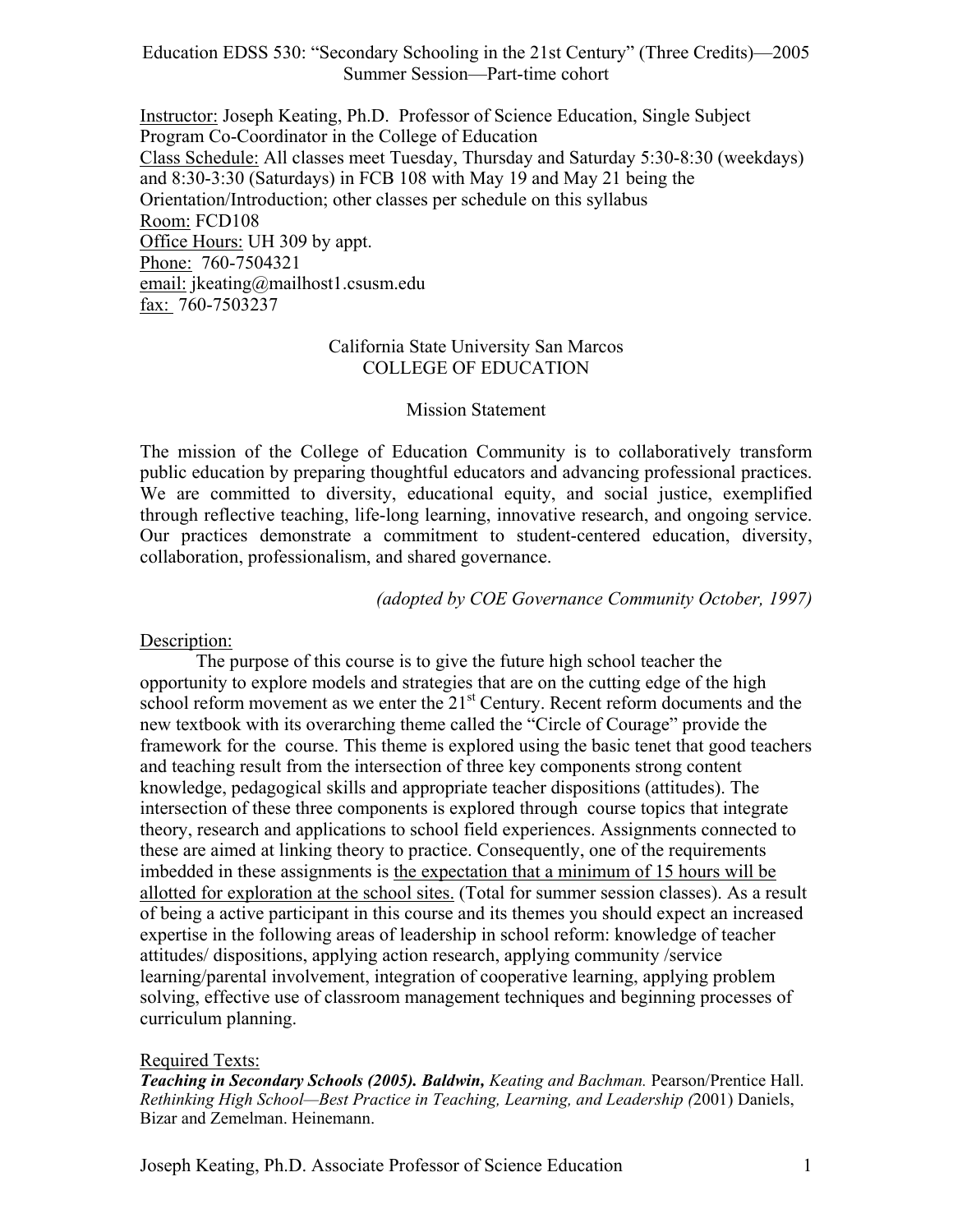Education EDSS 530: "Secondary Schooling in the 21st Century" (Three Credits)—2005 Summer Session—Part-time cohort

Instructor: Joseph Keating, Ph.D. Professor of Science Education, Single Subject Program Co-Coordinator in the College of Education
Class Schedule: All classes meet Tuesday, Thursday and Saturday 5:30-8:30 (weekdays) and 8:30-3:30 (Saturdays) in FCB 108 with May 19 and May 21 being the Orientation/Introduction; other classes per schedule on this syllabus
Room: FCD108
Office Hours: UH 309 by appt.
Phone: 760-7504321
email: jkeating@mailhost1.csusm.edu
fax: 760-7503237

## California State University San Marcos
## COLLEGE OF EDUCATION

### Mission Statement

The mission of the College of Education Community is to collaboratively transform public education by preparing thoughtful educators and advancing professional practices. We are committed to diversity, educational equity, and social justice, exemplified through reflective teaching, life-long learning, innovative research, and ongoing service. Our practices demonstrate a commitment to student-centered education, diversity, collaboration, professionalism, and shared governance.

*(adopted by COE Governance Community October, 1997)*

### Description:

The purpose of this course is to give the future high school teacher the opportunity to explore models and strategies that are on the cutting edge of the high school reform movement as we enter the 21st Century. Recent reform documents and the new textbook with its overarching theme called the "Circle of Courage" provide the framework for the course. This theme is explored using the basic tenet that good teachers and teaching result from the intersection of three key components strong content knowledge, pedagogical skills and appropriate teacher dispositions (attitudes). The intersection of these three components is explored through course topics that integrate theory, research and applications to school field experiences. Assignments connected to these are aimed at linking theory to practice. Consequently, one of the requirements imbedded in these assignments is the expectation that a minimum of 15 hours will be allotted for exploration at the school sites. (Total for summer session classes). As a result of being a active participant in this course and its themes you should expect an increased expertise in the following areas of leadership in school reform: knowledge of teacher attitudes/ dispositions, applying action research, applying community /service learning/parental involvement, integration of cooperative learning, applying problem solving, effective use of classroom management techniques and beginning processes of curriculum planning.

### Required Texts:

***Teaching in Secondary Schools (2005). Baldwin,*** *Keating and Bachman.* Pearson/Prentice Hall.
*Rethinking High School—Best Practice in Teaching, Learning, and Leadership (*2001) Daniels, Bizar and Zemelman. Heinemann.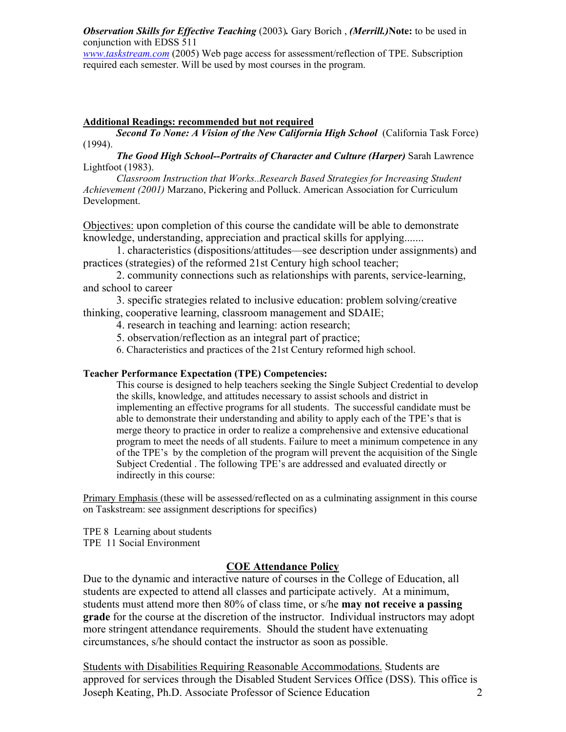***Observation Skills for Effective Teaching*** (2003)***.*** Gary Borich , ***(Merrill.)*****Note:** to be used in conjunction with EDSS 511

*www.taskstream.com* (2005) Web page access for assessment/reflection of TPE. Subscription required each semester. Will be used by most courses in the program.

**Additional Readings: recommended but not required**

***Second To None: A Vision of the New California High School*** (California Task Force) (1994).

***The Good High School--Portraits of Character and Culture (Harper)*** Sarah Lawrence Lightfoot (1983).

*Classroom Instruction that Works..Research Based Strategies for Increasing Student Achievement (2001)* Marzano, Pickering and Polluck. American Association for Curriculum Development.

Objectives: upon completion of this course the candidate will be able to demonstrate knowledge, understanding, appreciation and practical skills for applying.......

1. characteristics (dispositions/attitudes—see description under assignments) and practices (strategies) of the reformed 21st Century high school teacher;
2. community connections such as relationships with parents, service-learning, and school to career
3. specific strategies related to inclusive education: problem solving/creative thinking, cooperative learning, classroom management and SDAIE;
4. research in teaching and learning: action research;
5. observation/reflection as an integral part of practice;
6. Characteristics and practices of the 21st Century reformed high school.

**Teacher Performance Expectation (TPE) Competencies:**

This course is designed to help teachers seeking the Single Subject Credential to develop the skills, knowledge, and attitudes necessary to assist schools and district in implementing an effective programs for all students. The successful candidate must be able to demonstrate their understanding and ability to apply each of the TPE's that is merge theory to practice in order to realize a comprehensive and extensive educational program to meet the needs of all students. Failure to meet a minimum competence in any of the TPE's by the completion of the program will prevent the acquisition of the Single Subject Credential . The following TPE's are addressed and evaluated directly or indirectly in this course:

Primary Emphasis (these will be assessed/reflected on as a culminating assignment in this course on Taskstream: see assignment descriptions for specifics)

TPE 8 Learning about students
TPE 11 Social Environment

## COE Attendance Policy

Due to the dynamic and interactive nature of courses in the College of Education, all students are expected to attend all classes and participate actively. At a minimum, students must attend more then 80% of class time, or s/he **may not receive a passing grade** for the course at the discretion of the instructor. Individual instructors may adopt more stringent attendance requirements. Should the student have extenuating circumstances, s/he should contact the instructor as soon as possible.

Students with Disabilities Requiring Reasonable Accommodations. Students are approved for services through the Disabled Student Services Office (DSS). This office is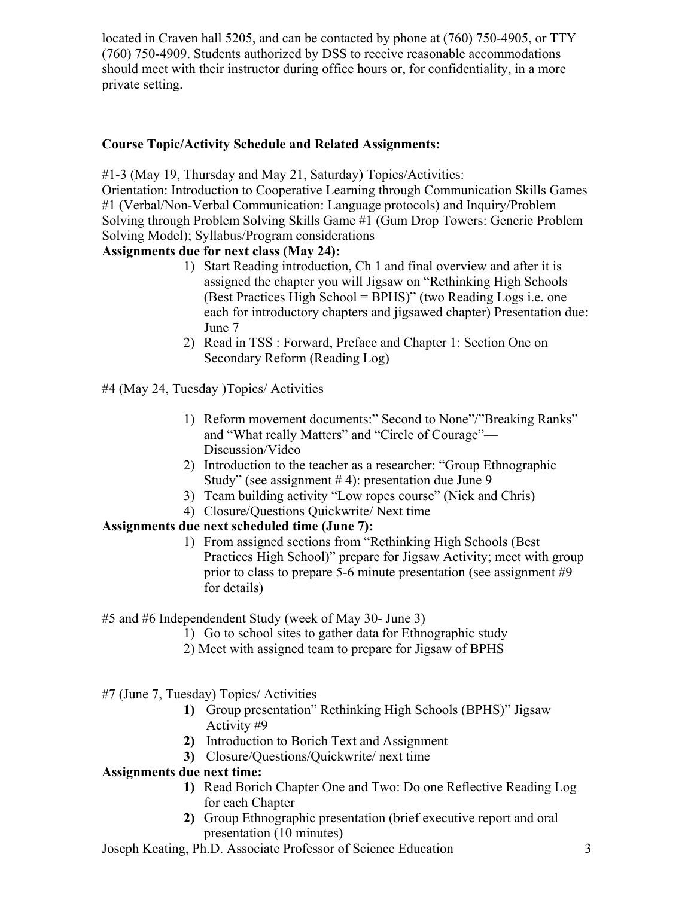located in Craven hall 5205, and can be contacted by phone at (760) 750-4905, or TTY (760) 750-4909. Students authorized by DSS to receive reasonable accommodations should meet with their instructor during office hours or, for confidentiality, in a more private setting.

**Course Topic/Activity Schedule and Related Assignments:**

#1-3 (May 19, Thursday and May 21, Saturday) Topics/Activities:
Orientation: Introduction to Cooperative Learning through Communication Skills Games #1 (Verbal/Non-Verbal Communication: Language protocols) and Inquiry/Problem Solving through Problem Solving Skills Game #1 (Gum Drop Towers: Generic Problem Solving Model); Syllabus/Program considerations

**Assignments due for next class (May 24):**

1) Start Reading introduction, Ch 1 and final overview and after it is assigned the chapter you will Jigsaw on "Rethinking High Schools (Best Practices High School = BPHS)" (two Reading Logs i.e. one each for introductory chapters and jigsawed chapter) Presentation due: June 7
2) Read in TSS : Forward, Preface and Chapter 1: Section One on Secondary Reform (Reading Log)

#4 (May 24, Tuesday )Topics/ Activities

1) Reform movement documents:" Second to None"/"Breaking Ranks" and "What really Matters" and "Circle of Courage"— Discussion/Video
2) Introduction to the teacher as a researcher: "Group Ethnographic Study" (see assignment # 4): presentation due June 9
3) Team building activity "Low ropes course" (Nick and Chris)
4) Closure/Questions Quickwrite/ Next time

**Assignments due next scheduled time (June 7):**

1) From assigned sections from "Rethinking High Schools (Best Practices High School)" prepare for Jigsaw Activity; meet with group prior to class to prepare 5-6 minute presentation (see assignment #9 for details)

#5 and #6 Independendent Study (week of May 30- June 3)

1) Go to school sites to gather data for Ethnographic study
2) Meet with assigned team to prepare for Jigsaw of BPHS

#7 (June 7, Tuesday) Topics/ Activities

1) Group presentation" Rethinking High Schools (BPHS)" Jigsaw Activity #9
2) Introduction to Borich Text and Assignment
3) Closure/Questions/Quickwrite/ next time

**Assignments due next time:**

1) Read Borich Chapter One and Two: Do one Reflective Reading Log for each Chapter
2) Group Ethnographic presentation (brief executive report and oral presentation (10 minutes)

Joseph Keating, Ph.D. Associate Professor of Science Education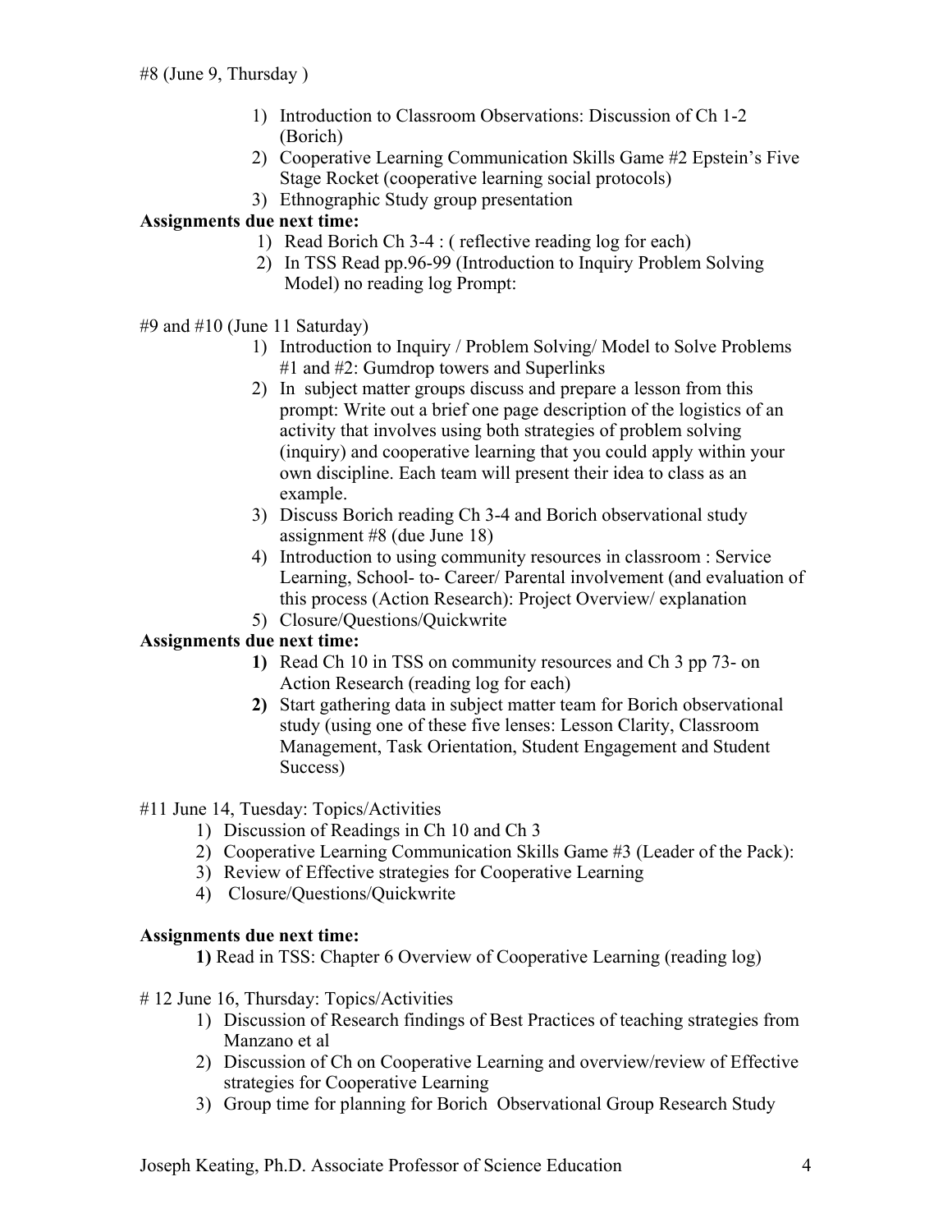#8 (June 9, Thursday )

1) Introduction to Classroom Observations: Discussion of Ch 1-2 (Borich)
2) Cooperative Learning Communication Skills Game #2 Epstein's Five Stage Rocket (cooperative learning social protocols)
3) Ethnographic Study group presentation

**Assignments due next time:**

1) Read Borich Ch 3-4 : ( reflective reading log for each)
2) In TSS Read pp.96-99 (Introduction to Inquiry Problem Solving Model) no reading log Prompt:

#9 and #10 (June 11 Saturday)

1) Introduction to Inquiry / Problem Solving/ Model to Solve Problems #1 and #2: Gumdrop towers and Superlinks
2) In subject matter groups discuss and prepare a lesson from this prompt: Write out a brief one page description of the logistics of an activity that involves using both strategies of problem solving (inquiry) and cooperative learning that you could apply within your own discipline. Each team will present their idea to class as an example.
3) Discuss Borich reading Ch 3-4 and Borich observational study assignment #8 (due June 18)
4) Introduction to using community resources in classroom : Service Learning, School- to- Career/ Parental involvement (and evaluation of this process (Action Research): Project Overview/ explanation
5) Closure/Questions/Quickwrite

**Assignments due next time:**

**1)** Read Ch 10 in TSS on community resources and Ch 3 pp 73- on Action Research (reading log for each)
**2)** Start gathering data in subject matter team for Borich observational study (using one of these five lenses: Lesson Clarity, Classroom Management, Task Orientation, Student Engagement and Student Success)

#11 June 14, Tuesday: Topics/Activities

1) Discussion of Readings in Ch 10 and Ch 3
2) Cooperative Learning Communication Skills Game #3 (Leader of the Pack):
3) Review of Effective strategies for Cooperative Learning
4) Closure/Questions/Quickwrite

**Assignments due next time:**

**1)** Read in TSS: Chapter 6 Overview of Cooperative Learning (reading log)

# 12 June 16, Thursday: Topics/Activities

1) Discussion of Research findings of Best Practices of teaching strategies from Manzano et al
2) Discussion of Ch on Cooperative Learning and overview/review of Effective strategies for Cooperative Learning
3) Group time for planning for Borich Observational Group Research Study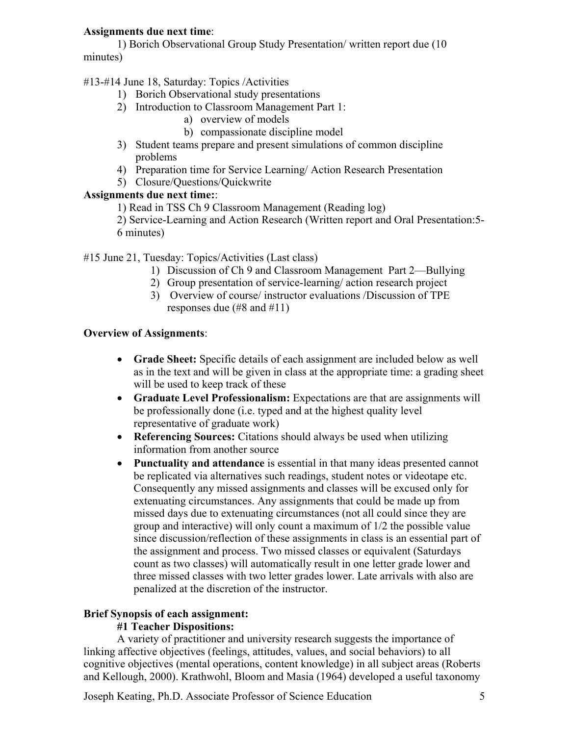**Assignments due next time**:

1) Borich Observational Group Study Presentation/ written report due (10 minutes)

#13-#14 June 18, Saturday: Topics /Activities

1) Borich Observational study presentations
2) Introduction to Classroom Management Part 1:
    a) overview of models
    b) compassionate discipline model
3) Student teams prepare and present simulations of common discipline problems
4) Preparation time for Service Learning/ Action Research Presentation
5) Closure/Questions/Quickwrite

**Assignments due next time:**:

1) Read in TSS Ch 9 Classroom Management (Reading log)

2) Service-Learning and Action Research (Written report and Oral Presentation:5-6 minutes)

#15 June 21, Tuesday: Topics/Activities (Last class)

1) Discussion of Ch 9 and Classroom Management Part 2—Bullying
2) Group presentation of service-learning/ action research project
3) Overview of course/ instructor evaluations /Discussion of TPE responses due (#8 and #11)

**Overview of Assignments**:

- **Grade Sheet:** Specific details of each assignment are included below as well as in the text and will be given in class at the appropriate time: a grading sheet will be used to keep track of these
- **Graduate Level Professionalism:** Expectations are that are assignments will be professionally done (i.e. typed and at the highest quality level representative of graduate work)
- **Referencing Sources:** Citations should always be used when utilizing information from another source
- **Punctuality and attendance** is essential in that many ideas presented cannot be replicated via alternatives such readings, student notes or videotape etc. Consequently any missed assignments and classes will be excused only for extenuating circumstances. Any assignments that could be made up from missed days due to extenuating circumstances (not all could since they are group and interactive) will only count a maximum of 1/2 the possible value since discussion/reflection of these assignments in class is an essential part of the assignment and process. Two missed classes or equivalent (Saturdays count as two classes) will automatically result in one letter grade lower and three missed classes with two letter grades lower. Late arrivals with also are penalized at the discretion of the instructor.

**Brief Synopsis of each assignment:**

**#1 Teacher Dispositions:**

A variety of practitioner and university research suggests the importance of linking affective objectives (feelings, attitudes, values, and social behaviors) to all cognitive objectives (mental operations, content knowledge) in all subject areas (Roberts and Kellough, 2000). Krathwohl, Bloom and Masia (1964) developed a useful taxonomy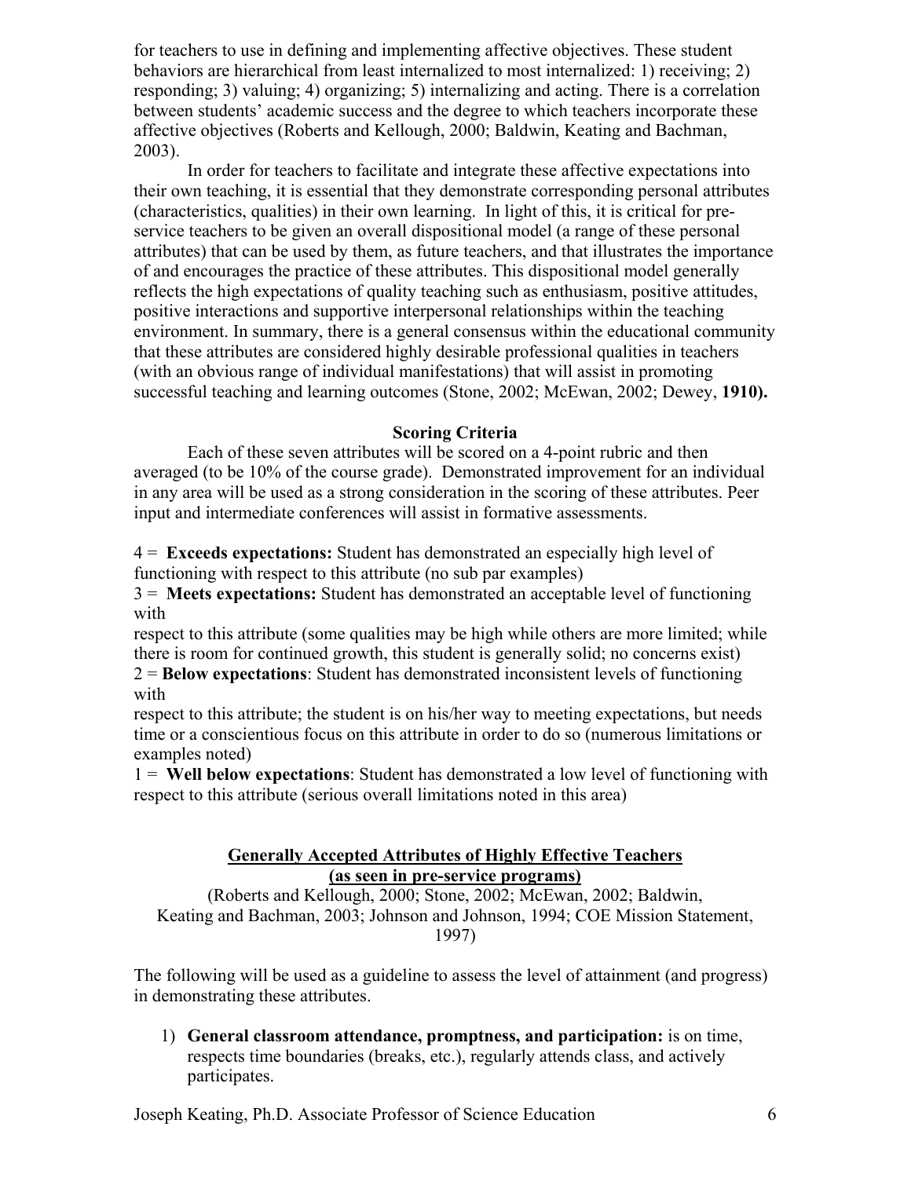for teachers to use in defining and implementing affective objectives. These student behaviors are hierarchical from least internalized to most internalized: 1) receiving; 2) responding; 3) valuing; 4) organizing; 5) internalizing and acting. There is a correlation between students' academic success and the degree to which teachers incorporate these affective objectives (Roberts and Kellough, 2000; Baldwin, Keating and Bachman, 2003).

In order for teachers to facilitate and integrate these affective expectations into their own teaching, it is essential that they demonstrate corresponding personal attributes (characteristics, qualities) in their own learning. In light of this, it is critical for pre-service teachers to be given an overall dispositional model (a range of these personal attributes) that can be used by them, as future teachers, and that illustrates the importance of and encourages the practice of these attributes. This dispositional model generally reflects the high expectations of quality teaching such as enthusiasm, positive attitudes, positive interactions and supportive interpersonal relationships within the teaching environment. In summary, there is a general consensus within the educational community that these attributes are considered highly desirable professional qualities in teachers (with an obvious range of individual manifestations) that will assist in promoting successful teaching and learning outcomes (Stone, 2002; McEwan, 2002; Dewey, **1910).**

**Scoring Criteria**

Each of these seven attributes will be scored on a 4-point rubric and then averaged (to be 10% of the course grade). Demonstrated improvement for an individual in any area will be used as a strong consideration in the scoring of these attributes. Peer input and intermediate conferences will assist in formative assessments.

4 = **Exceeds expectations:** Student has demonstrated an especially high level of functioning with respect to this attribute (no sub par examples)
3 = **Meets expectations:** Student has demonstrated an acceptable level of functioning with
respect to this attribute (some qualities may be high while others are more limited; while there is room for continued growth, this student is generally solid; no concerns exist)
2 = **Below expectations**: Student has demonstrated inconsistent levels of functioning with
respect to this attribute; the student is on his/her way to meeting expectations, but needs time or a conscientious focus on this attribute in order to do so (numerous limitations or examples noted)
1 = **Well below expectations**: Student has demonstrated a low level of functioning with respect to this attribute (serious overall limitations noted in this area)

**Generally Accepted Attributes of Highly Effective Teachers**
**(as seen in pre-service programs)**

(Roberts and Kellough, 2000; Stone, 2002; McEwan, 2002; Baldwin, Keating and Bachman, 2003; Johnson and Johnson, 1994; COE Mission Statement, 1997)

The following will be used as a guideline to assess the level of attainment (and progress) in demonstrating these attributes.

1) **General classroom attendance, promptness, and participation:** is on time, respects time boundaries (breaks, etc.), regularly attends class, and actively participates.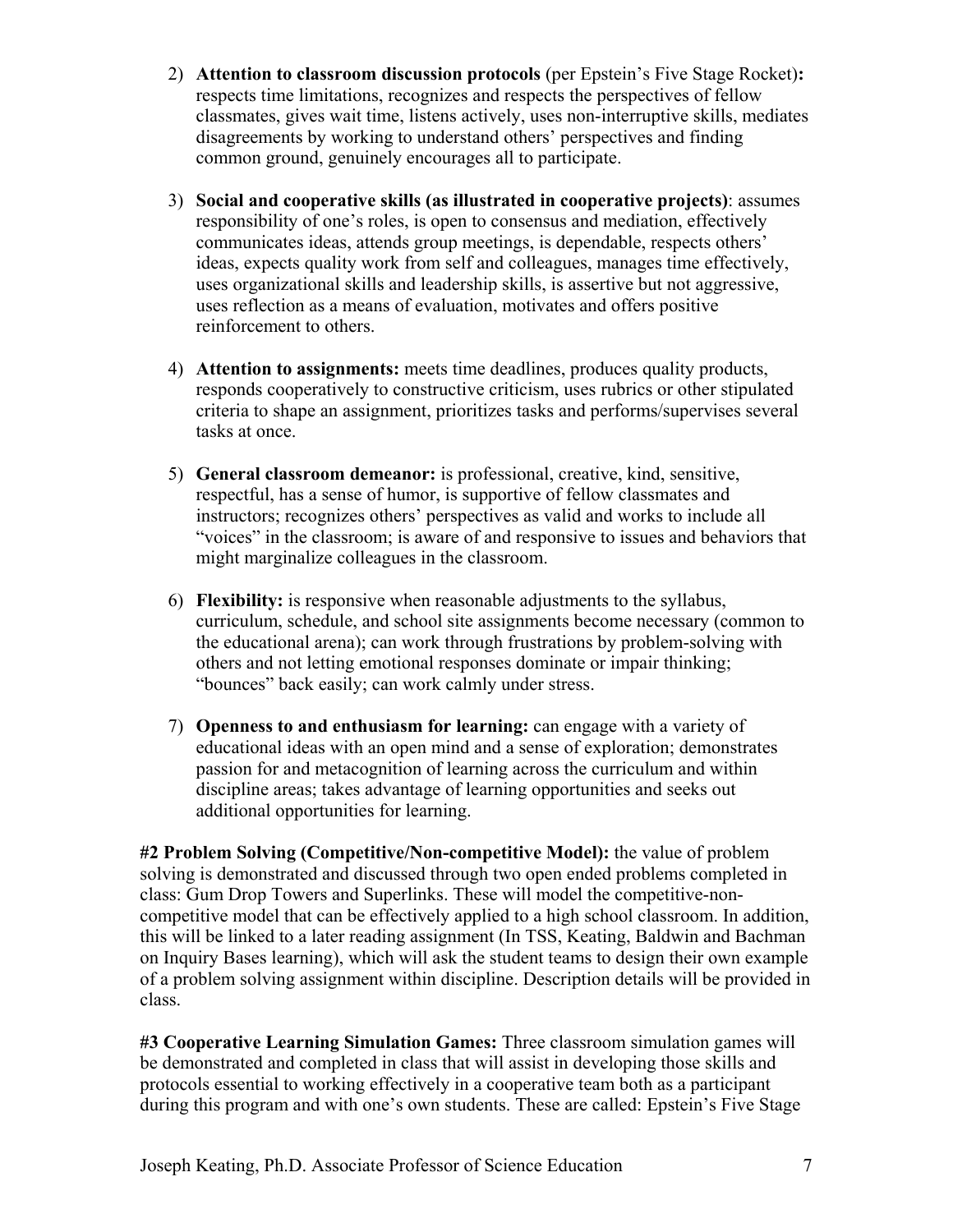2) **Attention to classroom discussion protocols** (per Epstein's Five Stage Rocket)**:** respects time limitations, recognizes and respects the perspectives of fellow classmates, gives wait time, listens actively, uses non-interruptive skills, mediates disagreements by working to understand others' perspectives and finding common ground, genuinely encourages all to participate.

3) **Social and cooperative skills (as illustrated in cooperative projects)**: assumes responsibility of one's roles, is open to consensus and mediation, effectively communicates ideas, attends group meetings, is dependable, respects others' ideas, expects quality work from self and colleagues, manages time effectively, uses organizational skills and leadership skills, is assertive but not aggressive, uses reflection as a means of evaluation, motivates and offers positive reinforcement to others.

4) **Attention to assignments:** meets time deadlines, produces quality products, responds cooperatively to constructive criticism, uses rubrics or other stipulated criteria to shape an assignment, prioritizes tasks and performs/supervises several tasks at once.

5) **General classroom demeanor:** is professional, creative, kind, sensitive, respectful, has a sense of humor, is supportive of fellow classmates and instructors; recognizes others' perspectives as valid and works to include all "voices" in the classroom; is aware of and responsive to issues and behaviors that might marginalize colleagues in the classroom.

6) **Flexibility:** is responsive when reasonable adjustments to the syllabus, curriculum, schedule, and school site assignments become necessary (common to the educational arena); can work through frustrations by problem-solving with others and not letting emotional responses dominate or impair thinking; "bounces" back easily; can work calmly under stress.

7) **Openness to and enthusiasm for learning:** can engage with a variety of educational ideas with an open mind and a sense of exploration; demonstrates passion for and metacognition of learning across the curriculum and within discipline areas; takes advantage of learning opportunities and seeks out additional opportunities for learning.

**#2 Problem Solving (Competitive/Non-competitive Model):** the value of problem solving is demonstrated and discussed through two open ended problems completed in class: Gum Drop Towers and Superlinks. These will model the competitive-non-competitive model that can be effectively applied to a high school classroom. In addition, this will be linked to a later reading assignment (In TSS, Keating, Baldwin and Bachman on Inquiry Bases learning), which will ask the student teams to design their own example of a problem solving assignment within discipline. Description details will be provided in class.

**#3 Cooperative Learning Simulation Games:** Three classroom simulation games will be demonstrated and completed in class that will assist in developing those skills and protocols essential to working effectively in a cooperative team both as a participant during this program and with one's own students. These are called: Epstein's Five Stage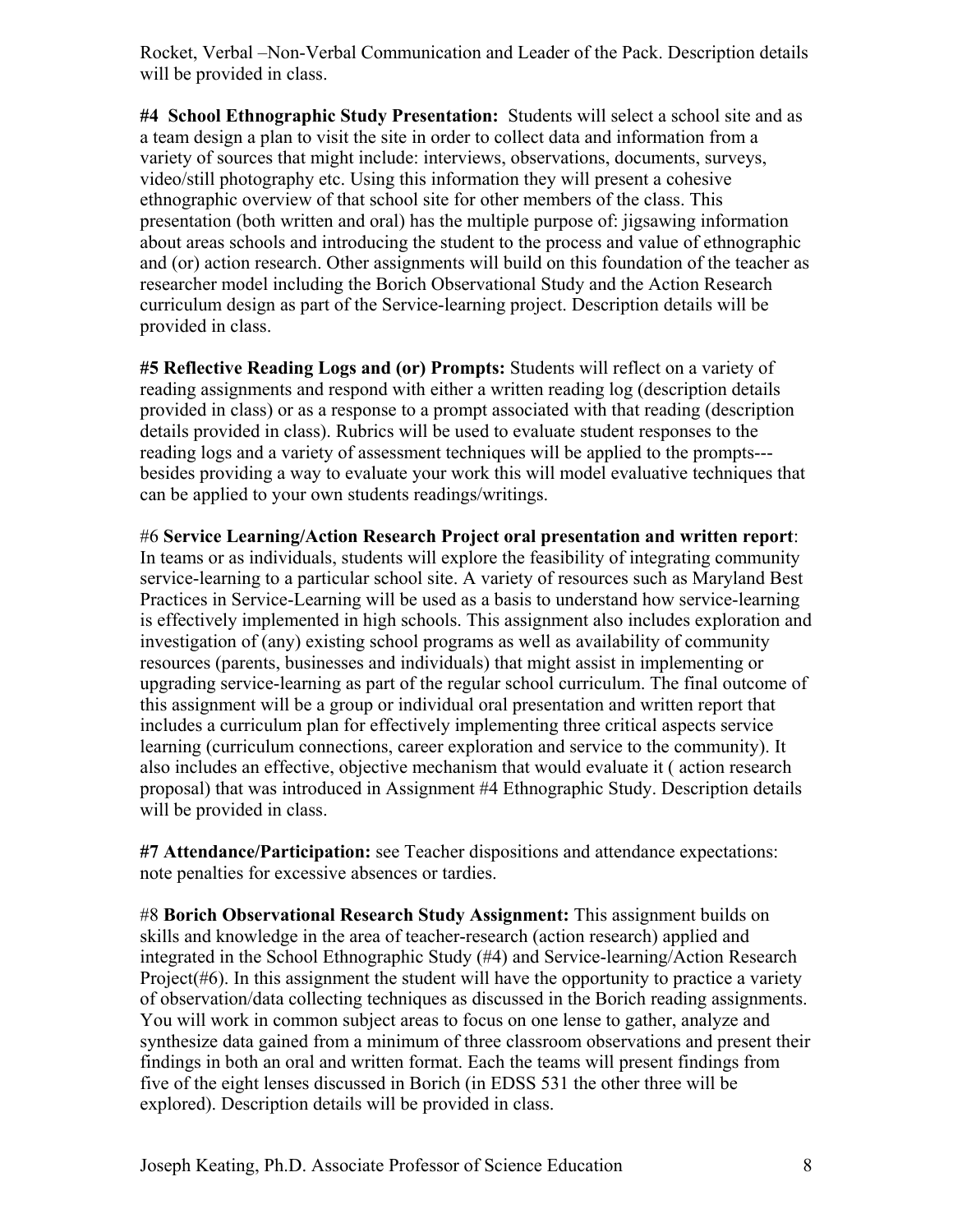Rocket, Verbal –Non-Verbal Communication and Leader of the Pack. Description details will be provided in class.

**#4 School Ethnographic Study Presentation:** Students will select a school site and as a team design a plan to visit the site in order to collect data and information from a variety of sources that might include: interviews, observations, documents, surveys, video/still photography etc. Using this information they will present a cohesive ethnographic overview of that school site for other members of the class. This presentation (both written and oral) has the multiple purpose of: jigsawing information about areas schools and introducing the student to the process and value of ethnographic and (or) action research. Other assignments will build on this foundation of the teacher as researcher model including the Borich Observational Study and the Action Research curriculum design as part of the Service-learning project. Description details will be provided in class.

**#5 Reflective Reading Logs and (or) Prompts:** Students will reflect on a variety of reading assignments and respond with either a written reading log (description details provided in class) or as a response to a prompt associated with that reading (description details provided in class). Rubrics will be used to evaluate student responses to the reading logs and a variety of assessment techniques will be applied to the prompts---besides providing a way to evaluate your work this will model evaluative techniques that can be applied to your own students readings/writings.

#6 **Service Learning/Action Research Project oral presentation and written report**: In teams or as individuals, students will explore the feasibility of integrating community service-learning to a particular school site. A variety of resources such as Maryland Best Practices in Service-Learning will be used as a basis to understand how service-learning is effectively implemented in high schools. This assignment also includes exploration and investigation of (any) existing school programs as well as availability of community resources (parents, businesses and individuals) that might assist in implementing or upgrading service-learning as part of the regular school curriculum. The final outcome of this assignment will be a group or individual oral presentation and written report that includes a curriculum plan for effectively implementing three critical aspects service learning (curriculum connections, career exploration and service to the community). It also includes an effective, objective mechanism that would evaluate it ( action research proposal) that was introduced in Assignment #4 Ethnographic Study. Description details will be provided in class.

**#7 Attendance/Participation:** see Teacher dispositions and attendance expectations: note penalties for excessive absences or tardies.

#8 **Borich Observational Research Study Assignment:** This assignment builds on skills and knowledge in the area of teacher-research (action research) applied and integrated in the School Ethnographic Study (#4) and Service-learning/Action Research Project(#6). In this assignment the student will have the opportunity to practice a variety of observation/data collecting techniques as discussed in the Borich reading assignments. You will work in common subject areas to focus on one lense to gather, analyze and synthesize data gained from a minimum of three classroom observations and present their findings in both an oral and written format. Each the teams will present findings from five of the eight lenses discussed in Borich (in EDSS 531 the other three will be explored). Description details will be provided in class.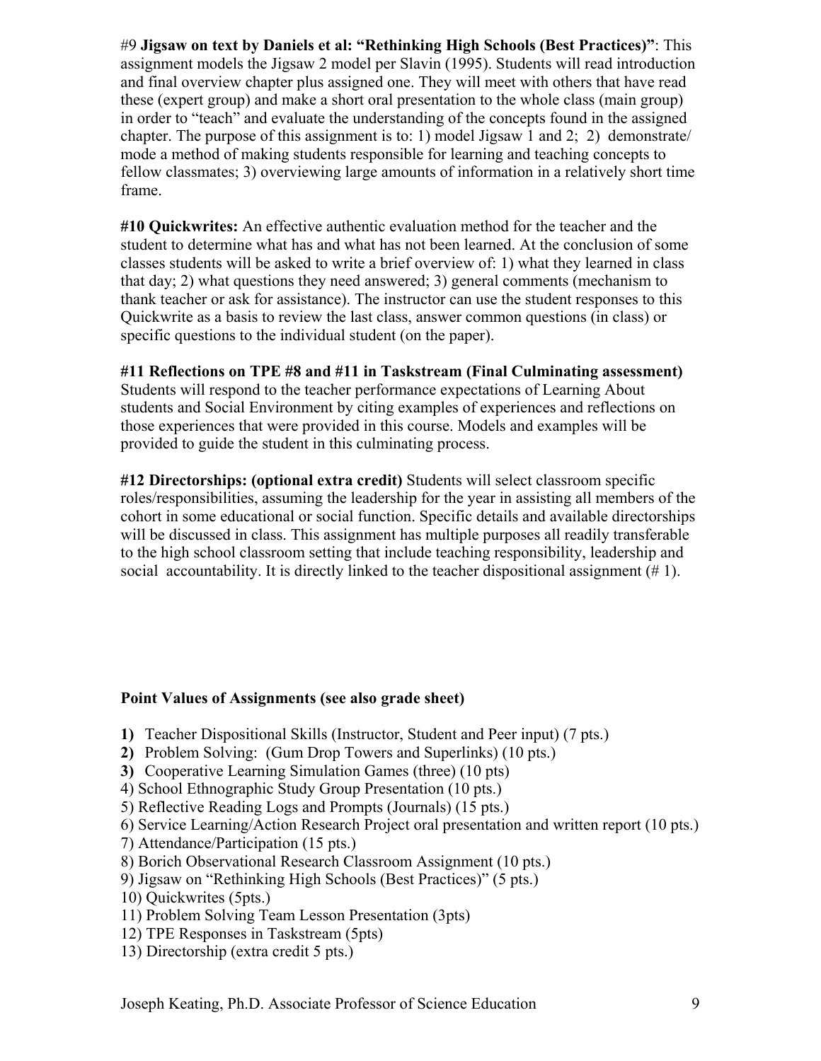#9 **Jigsaw on text by Daniels et al: "Rethinking High Schools (Best Practices)"**: This assignment models the Jigsaw 2 model per Slavin (1995). Students will read introduction and final overview chapter plus assigned one. They will meet with others that have read these (expert group) and make a short oral presentation to the whole class (main group) in order to "teach" and evaluate the understanding of the concepts found in the assigned chapter. The purpose of this assignment is to: 1) model Jigsaw 1 and 2; 2) demonstrate/ mode a method of making students responsible for learning and teaching concepts to fellow classmates; 3) overviewing large amounts of information in a relatively short time frame.

**#10 Quickwrites:** An effective authentic evaluation method for the teacher and the student to determine what has and what has not been learned. At the conclusion of some classes students will be asked to write a brief overview of: 1) what they learned in class that day; 2) what questions they need answered; 3) general comments (mechanism to thank teacher or ask for assistance). The instructor can use the student responses to this Quickwrite as a basis to review the last class, answer common questions (in class) or specific questions to the individual student (on the paper).

**#11 Reflections on TPE #8 and #11 in Taskstream (Final Culminating assessment)** Students will respond to the teacher performance expectations of Learning About students and Social Environment by citing examples of experiences and reflections on those experiences that were provided in this course. Models and examples will be provided to guide the student in this culminating process.

**#12 Directorships: (optional extra credit)** Students will select classroom specific roles/responsibilities, assuming the leadership for the year in assisting all members of the cohort in some educational or social function. Specific details and available directorships will be discussed in class. This assignment has multiple purposes all readily transferable to the high school classroom setting that include teaching responsibility, leadership and social accountability. It is directly linked to the teacher dispositional assignment (# 1).

**Point Values of Assignments (see also grade sheet)**

**1)** Teacher Dispositional Skills (Instructor, Student and Peer input) (7 pts.)
**2)** Problem Solving: (Gum Drop Towers and Superlinks) (10 pts.)
**3)** Cooperative Learning Simulation Games (three) (10 pts)
4) School Ethnographic Study Group Presentation (10 pts.)
5) Reflective Reading Logs and Prompts (Journals) (15 pts.)
6) Service Learning/Action Research Project oral presentation and written report (10 pts.)
7) Attendance/Participation (15 pts.)
8) Borich Observational Research Classroom Assignment (10 pts.)
9) Jigsaw on "Rethinking High Schools (Best Practices)" (5 pts.)
10) Quickwrites (5pts.)
11) Problem Solving Team Lesson Presentation (3pts)
12) TPE Responses in Taskstream (5pts)
13) Directorship (extra credit 5 pts.)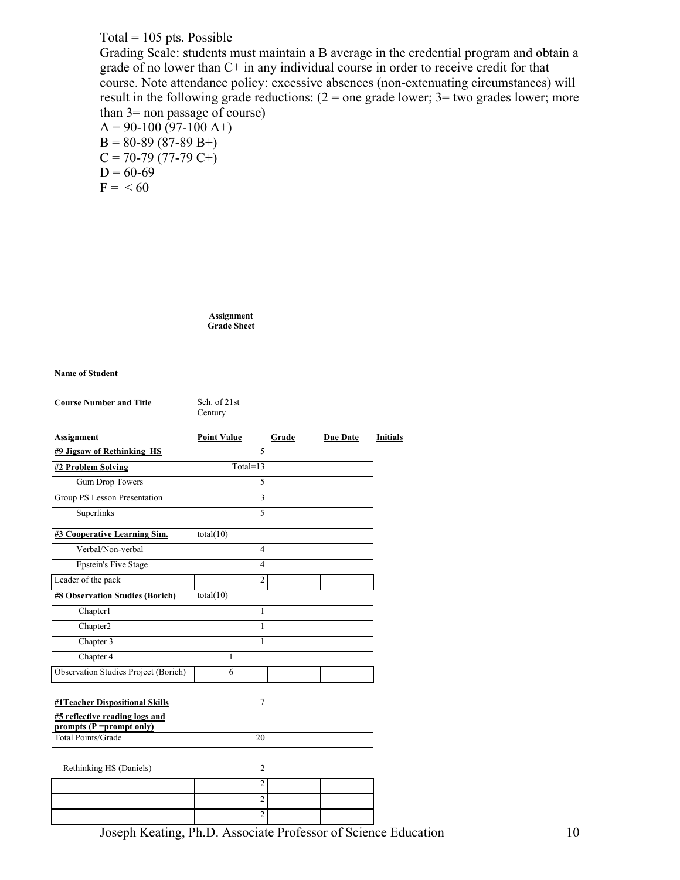Total = 105 pts. Possible

Grading Scale: students must maintain a B average in the credential program and obtain a grade of no lower than C+ in any individual course in order to receive credit for that course. Note attendance policy: excessive absences (non-extenuating circumstances) will result in the following grade reductions: (2 = one grade lower; 3= two grades lower; more than 3= non passage of course)

A = 90-100 (97-100 A+)
B = 80-89 (87-89 B+)
C = 70-79 (77-79 C+)
D = 60-69
F = < 60

**Assignment Grade Sheet**

**Name of Student**

**Course Number and Title** Sch. of 21st Century

| **Assignment** | **Point Value** | **Grade** | **Due Date** | **Initials** |
|---|---|---|---|---|
| **#9 Jigsaw of Rethinking HS** | 5 | | | |
| **#2 Problem Solving** | Total=13 | | | |
| Gum Drop Towers | 5 | | | |
| Group PS Lesson Presentation | 3 | | | |
| Superlinks | 5 | | | |
| **#3 Cooperative Learning Sim.** | total(10) | | | |
| Verbal/Non-verbal | 4 | | | |
| Epstein's Five Stage | 4 | | | |
| Leader of the pack | 2 | | | |
| **#8 Observation Studies (Borich)** | total(10) | | | |
| Chapter1 | 1 | | | |
| Chapter2 | 1 | | | |
| Chapter 3 | 1 | | | |
| Chapter 4 | 1 | | | |
| Observation Studies Project (Borich) | 6 | | | |
| **#1Teacher Dispositional Skills** | 7 | | | |
| **#5 reflective reading logs and prompts (P =prompt only)** | | | | |
| Total Points/Grade | 20 | | | |
| Rethinking HS (Daniels) | 2 | | | |
| | 2 | | | |
| | 2 | | | |
| | 2 | | | |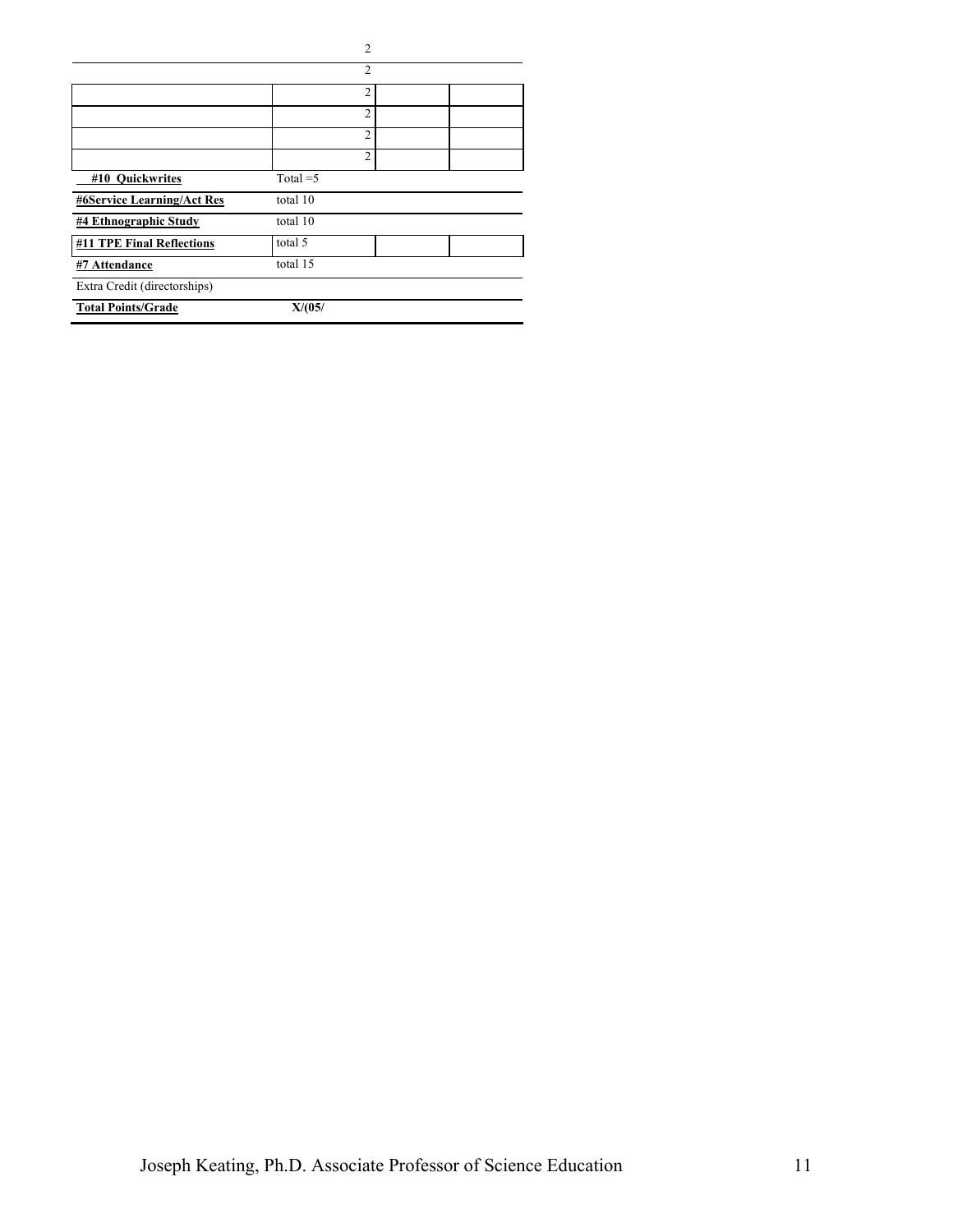| | | | |
|---|---|---|---|
| | 2 | | |
| | 2 | | |
| | 2 | | |
| | 2 | | |
| | 2 | | |
| | 2 | | |
| **#10 Quickwrites** | Total =5 | | |
| **#6Service Learning/Act Res** | total 10 | | |
| **#4 Ethnographic Study** | total 10 | | |
| **#11 TPE Final Reflections** | total 5 | | |
| **#7 Attendance** | total 15 | | |
| Extra Credit (directorships) | | | |
| **Total Points/Grade** | **X/(05/** | | |

Joseph Keating, Ph.D. Associate Professor of Science Education